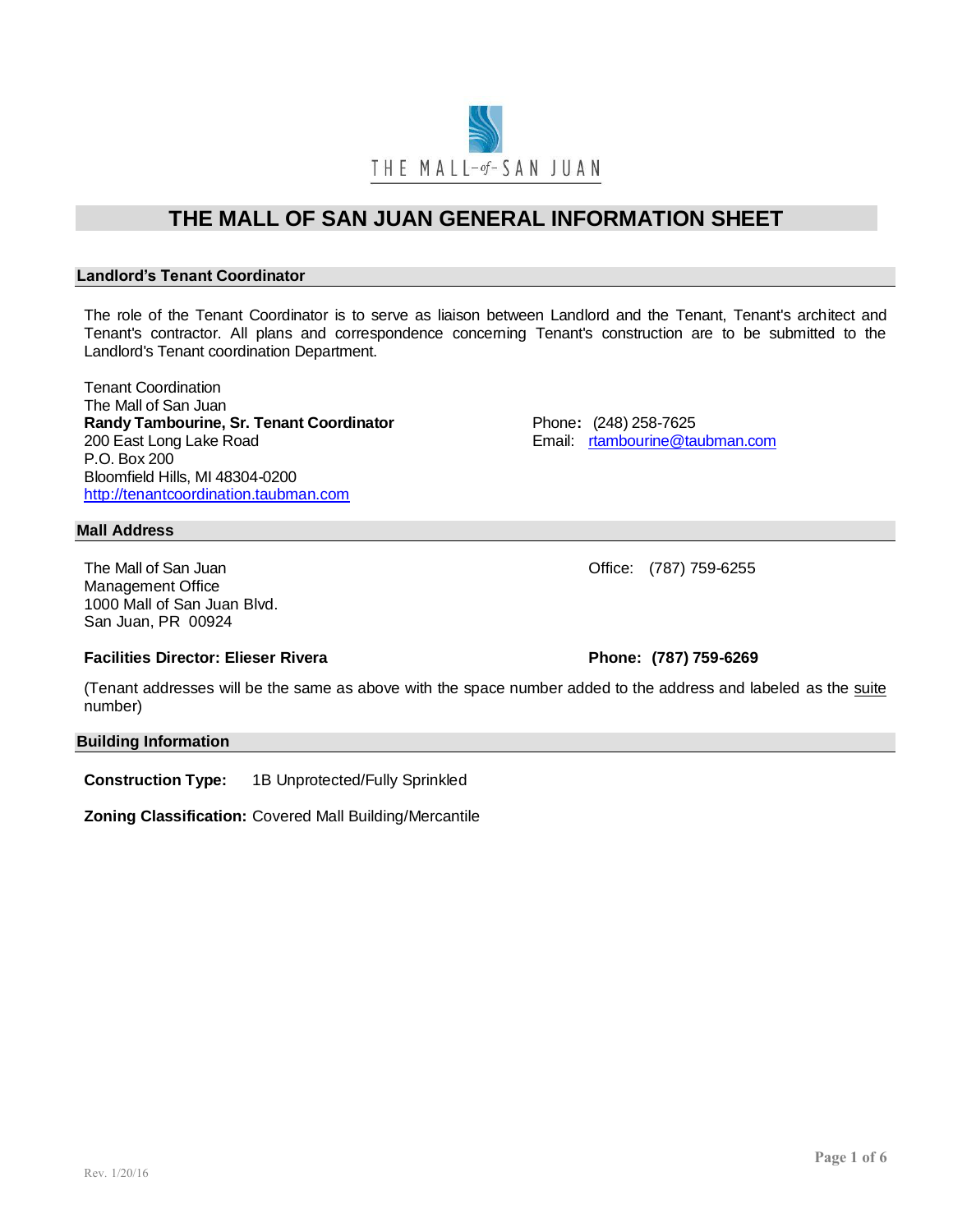THE MALL of SAN JUAN

# THE MALL OF SAN JUAN GENERAL INFORMATION SHEET

## Landlord's Tenant Coordinator

The role of the Tenant Coordinator is to serve as liaison between Landlord and the Tenant, Tenant's architect and Tenant's contractor. All plans and correspondence concerning Tenant's construction are to be submitted to the Landlord's Tenant coordination Department.

Tenant Coordination
The Mall of San Juan
**Randy Tambourine, Sr. Tenant Coordinator**
200 East Long Lake Road
P.O. Box 200
Bloomfield Hills, MI 48304-0200
http://tenantcoordination.taubman.com

Phone**:** (248) 258-7625
Email: rtambourine@taubman.com

## Mall Address

The Mall of San Juan
Management Office
1000 Mall of San Juan Blvd.
San Juan, PR 00924

Office: (787) 759-6255

**Facilities Director: Elieser Rivera** **Phone: (787) 759-6269**

(Tenant addresses will be the same as above with the space number added to the address and labeled as the suite number)

## Building Information

**Construction Type:** 1B Unprotected/Fully Sprinkled

**Zoning Classification:** Covered Mall Building/Mercantile

Rev. 1/20/16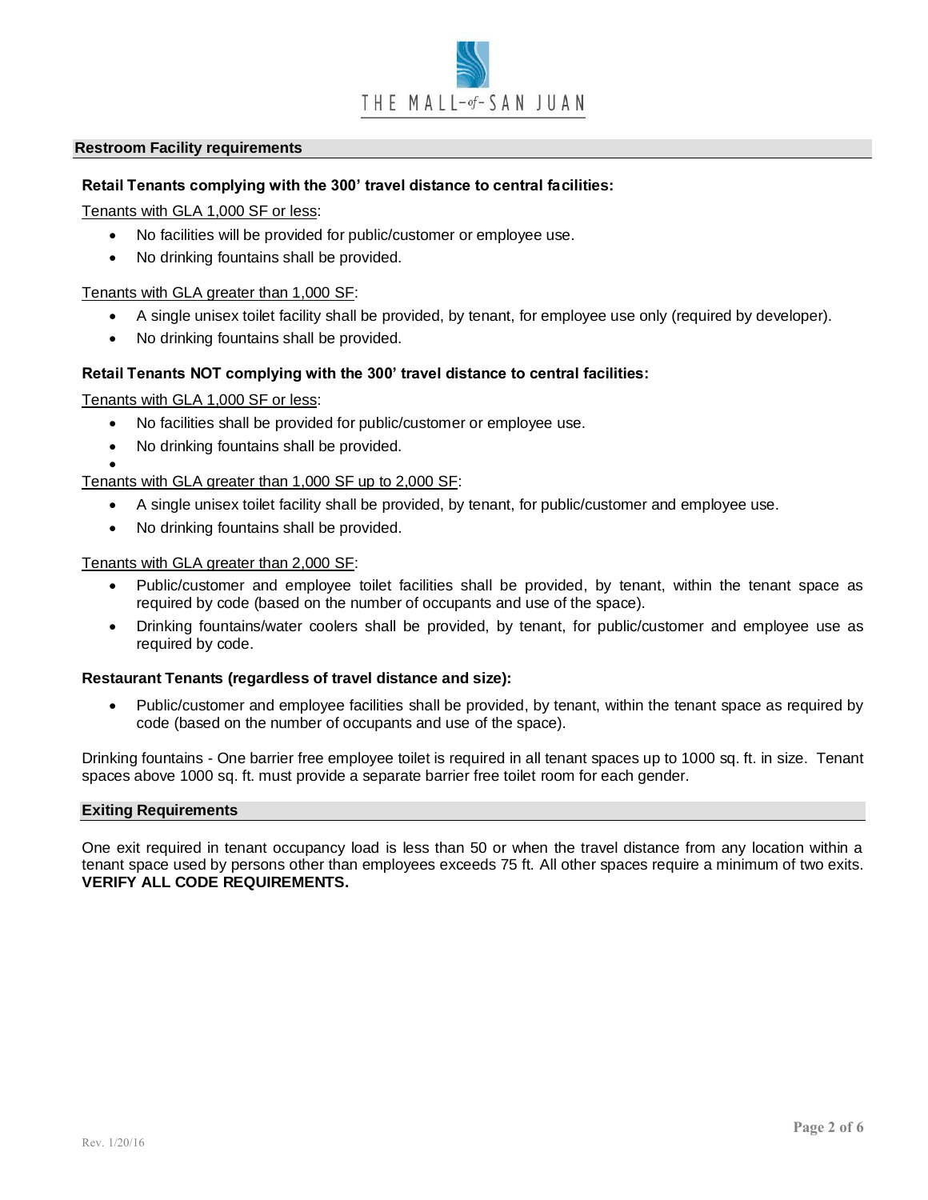## Restroom Facility requirements

### Retail Tenants complying with the 300' travel distance to central facilities:

Tenants with GLA 1,000 SF or less:

- No facilities will be provided for public/customer or employee use.
- No drinking fountains shall be provided.

Tenants with GLA greater than 1,000 SF:

- A single unisex toilet facility shall be provided, by tenant, for employee use only (required by developer).
- No drinking fountains shall be provided.

### Retail Tenants NOT complying with the 300' travel distance to central facilities:

Tenants with GLA 1,000 SF or less:

- No facilities shall be provided for public/customer or employee use.
- No drinking fountains shall be provided.

Tenants with GLA greater than 1,000 SF up to 2,000 SF:

- A single unisex toilet facility shall be provided, by tenant, for public/customer and employee use.
- No drinking fountains shall be provided.

Tenants with GLA greater than 2,000 SF:

- Public/customer and employee toilet facilities shall be provided, by tenant, within the tenant space as required by code (based on the number of occupants and use of the space).
- Drinking fountains/water coolers shall be provided, by tenant, for public/customer and employee use as required by code.

### Restaurant Tenants (regardless of travel distance and size):

- Public/customer and employee facilities shall be provided, by tenant, within the tenant space as required by code (based on the number of occupants and use of the space).

Drinking fountains - One barrier free employee toilet is required in all tenant spaces up to 1000 sq. ft. in size. Tenant spaces above 1000 sq. ft. must provide a separate barrier free toilet room for each gender.

## Exiting Requirements

One exit required in tenant occupancy load is less than 50 or when the travel distance from any location within a tenant space used by persons other than employees exceeds 75 ft. All other spaces require a minimum of two exits. **VERIFY ALL CODE REQUIREMENTS.**

Rev. 1/20/16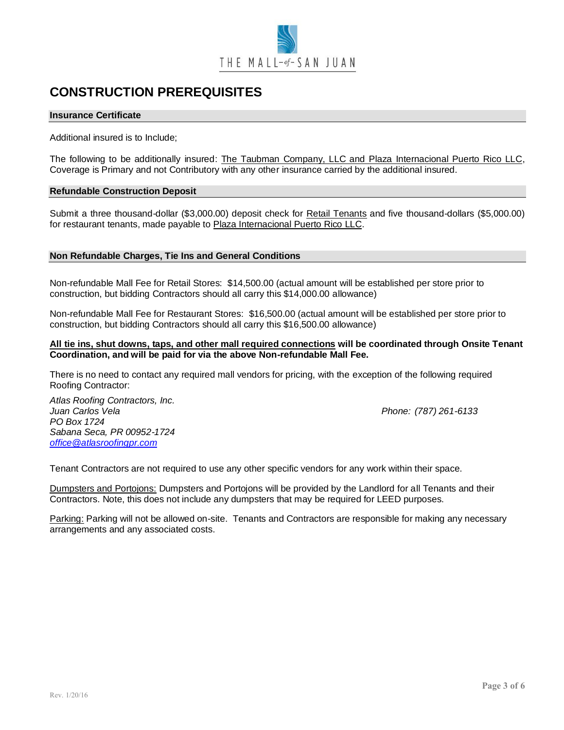THE MALL-of-SAN JUAN

# CONSTRUCTION PREREQUISITES

## Insurance Certificate

Additional insured is to Include;

The following to be additionally insured: The Taubman Company, LLC and Plaza Internacional Puerto Rico LLC, Coverage is Primary and not Contributory with any other insurance carried by the additional insured.

## Refundable Construction Deposit

Submit a three thousand-dollar ($3,000.00) deposit check for Retail Tenants and five thousand-dollars ($5,000.00) for restaurant tenants, made payable to Plaza Internacional Puerto Rico LLC.

## Non Refundable Charges, Tie Ins and General Conditions

Non-refundable Mall Fee for Retail Stores: $14,500.00 (actual amount will be established per store prior to construction, but bidding Contractors should all carry this $14,000.00 allowance)

Non-refundable Mall Fee for Restaurant Stores: $16,500.00 (actual amount will be established per store prior to construction, but bidding Contractors should all carry this $16,500.00 allowance)

**All tie ins, shut downs, taps, and other mall required connections will be coordinated through Onsite Tenant Coordination, and will be paid for via the above Non-refundable Mall Fee.**

There is no need to contact any required mall vendors for pricing, with the exception of the following required Roofing Contractor:

*Atlas Roofing Contractors, Inc.*
*Juan Carlos Vela*
*PO Box 1724*
*Sabana Seca, PR 00952-1724*
*office@atlasroofingpr.com*

*Phone: (787) 261-6133*

Tenant Contractors are not required to use any other specific vendors for any work within their space.

Dumpsters and Portojons: Dumpsters and Portojons will be provided by the Landlord for all Tenants and their Contractors. Note, this does not include any dumpsters that may be required for LEED purposes.

Parking: Parking will not be allowed on-site. Tenants and Contractors are responsible for making any necessary arrangements and any associated costs.

Rev. 1/20/16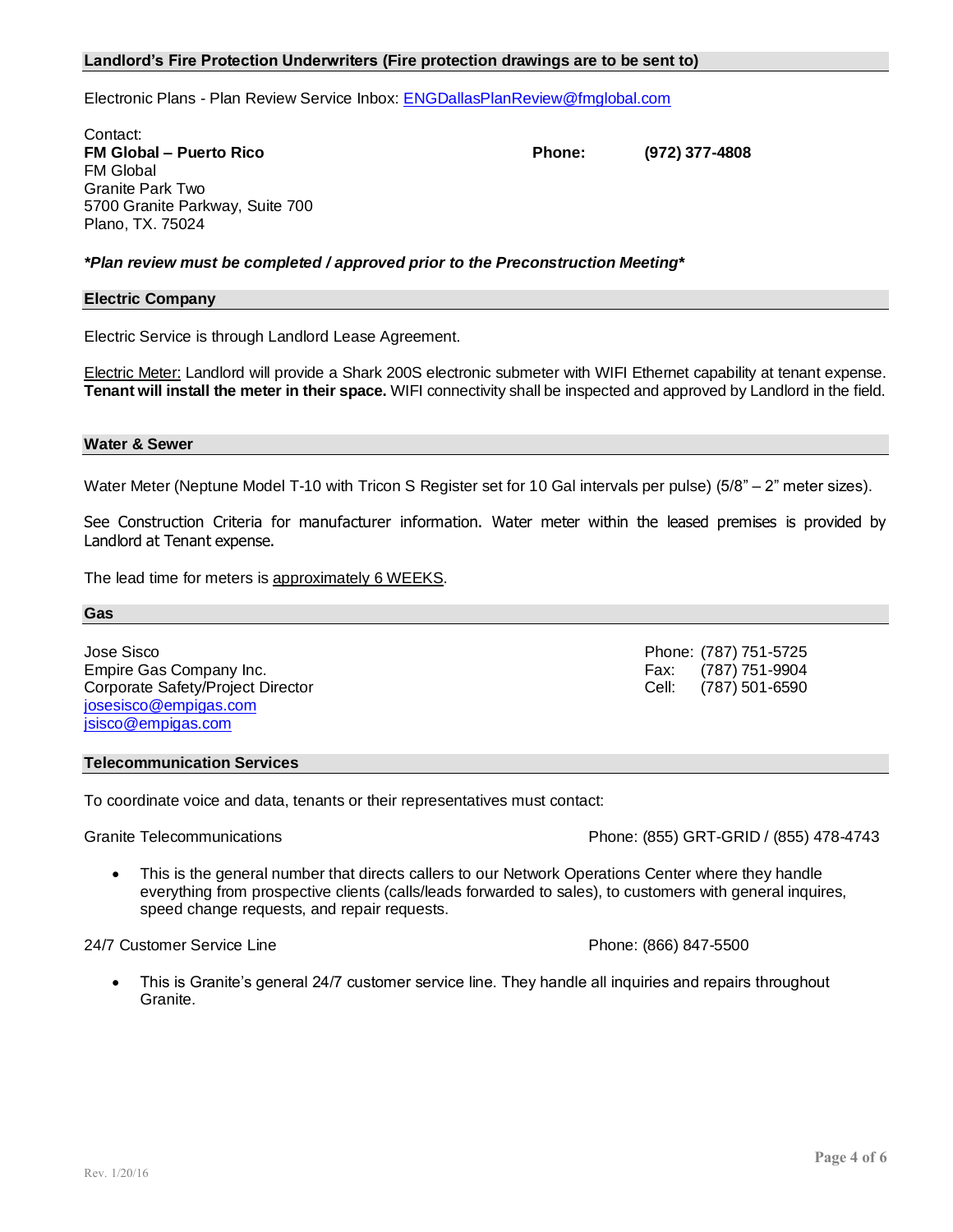## Landlord's Fire Protection Underwriters (Fire protection drawings are to be sent to)

Electronic Plans - Plan Review Service Inbox: ENGDallasPlanReview@fmglobal.com

Contact:
**FM Global – Puerto Rico** **Phone:** **(972) 377-4808**
FM Global
Granite Park Two
5700 Granite Parkway, Suite 700
Plano, TX. 75024

***Plan review must be completed / approved prior to the Preconstruction Meeting***

## Electric Company

Electric Service is through Landlord Lease Agreement.

Electric Meter: Landlord will provide a Shark 200S electronic submeter with WIFI Ethernet capability at tenant expense. **Tenant will install the meter in their space.** WIFI connectivity shall be inspected and approved by Landlord in the field.

## Water & Sewer

Water Meter (Neptune Model T-10 with Tricon S Register set for 10 Gal intervals per pulse) (5/8" – 2" meter sizes).

See Construction Criteria for manufacturer information. Water meter within the leased premises is provided by Landlord at Tenant expense.

The lead time for meters is approximately 6 WEEKS.

## Gas

Jose Sisco
Empire Gas Company Inc.
Corporate Safety/Project Director
josesisco@empigas.com
jsisco@empigas.com

Phone: (787) 751-5725
Fax: (787) 751-9904
Cell: (787) 501-6590

## Telecommunication Services

To coordinate voice and data, tenants or their representatives must contact:

Granite Telecommunications Phone: (855) GRT-GRID / (855) 478-4743

- This is the general number that directs callers to our Network Operations Center where they handle everything from prospective clients (calls/leads forwarded to sales), to customers with general inquires, speed change requests, and repair requests.

24/7 Customer Service Line Phone: (866) 847-5500

- This is Granite's general 24/7 customer service line. They handle all inquiries and repairs throughout Granite.

Rev. 1/20/16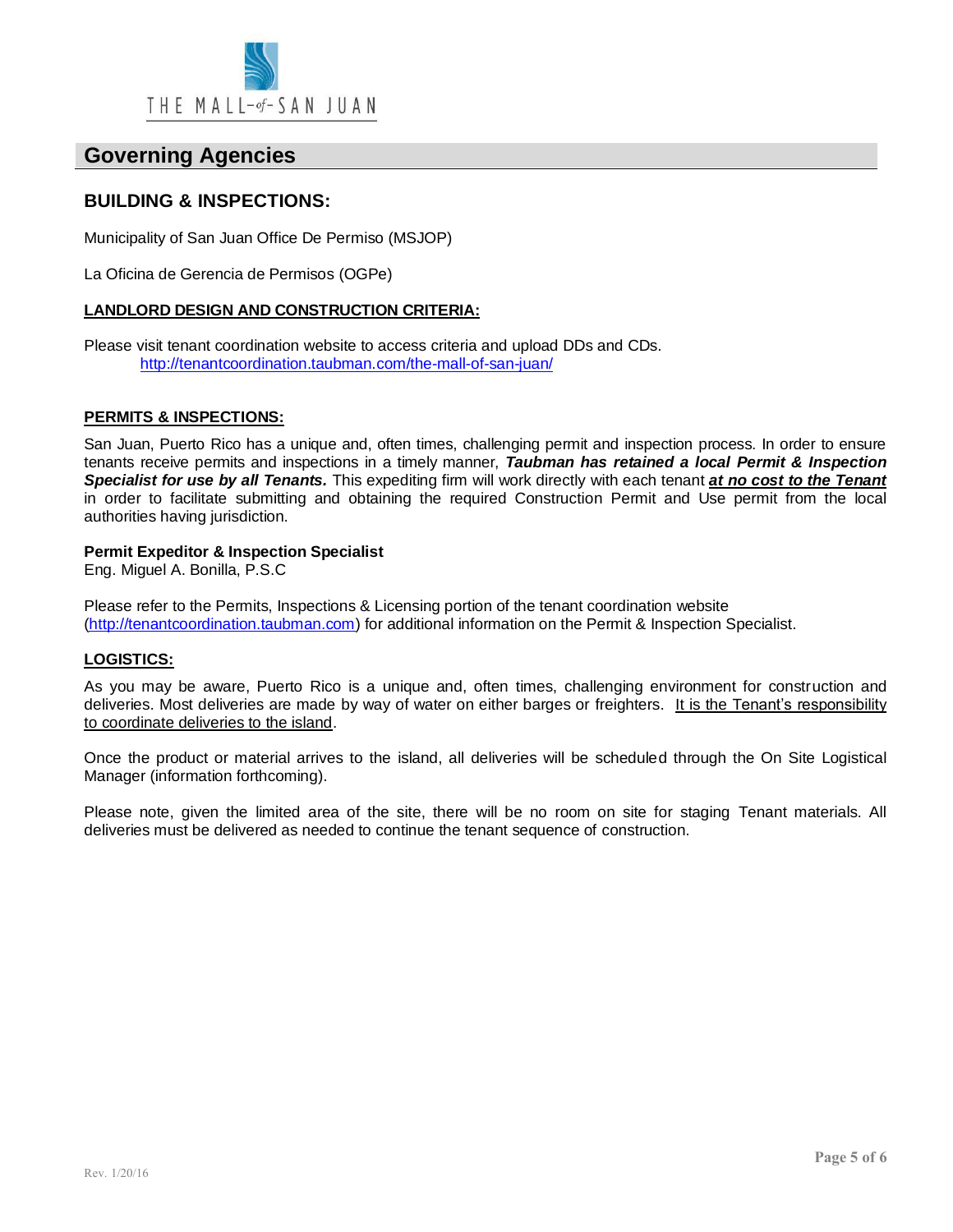# Governing Agencies

## BUILDING & INSPECTIONS:

Municipality of San Juan Office De Permiso (MSJOP)

La Oficina de Gerencia de Permisos (OGPe)

### LANDLORD DESIGN AND CONSTRUCTION CRITERIA:

Please visit tenant coordination website to access criteria and upload DDs and CDs.
http://tenantcoordination.taubman.com/the-mall-of-san-juan/

### PERMITS & INSPECTIONS:

San Juan, Puerto Rico has a unique and, often times, challenging permit and inspection process. In order to ensure tenants receive permits and inspections in a timely manner, ***Taubman has retained a local Permit & Inspection Specialist for use by all Tenants.*** This expediting firm will work directly with each tenant ***at no cost to the Tenant*** in order to facilitate submitting and obtaining the required Construction Permit and Use permit from the local authorities having jurisdiction.

**Permit Expeditor & Inspection Specialist**
Eng. Miguel A. Bonilla, P.S.C

Please refer to the Permits, Inspections & Licensing portion of the tenant coordination website (http://tenantcoordination.taubman.com) for additional information on the Permit & Inspection Specialist.

### LOGISTICS:

As you may be aware, Puerto Rico is a unique and, often times, challenging environment for construction and deliveries. Most deliveries are made by way of water on either barges or freighters. It is the Tenant's responsibility to coordinate deliveries to the island.

Once the product or material arrives to the island, all deliveries will be scheduled through the On Site Logistical Manager (information forthcoming).

Please note, given the limited area of the site, there will be no room on site for staging Tenant materials. All deliveries must be delivered as needed to continue the tenant sequence of construction.

Rev. 1/20/16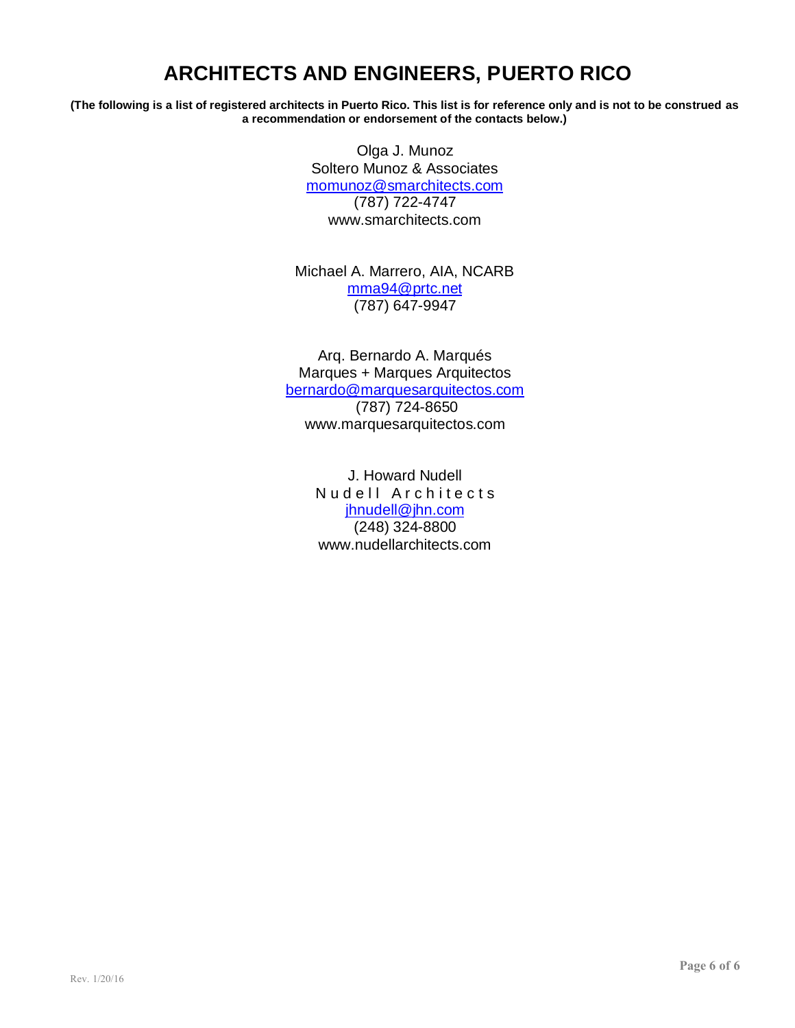# ARCHITECTS AND ENGINEERS, PUERTO RICO

**(The following is a list of registered architects in Puerto Rico. This list is for reference only and is not to be construed as a recommendation or endorsement of the contacts below.)**

Olga J. Munoz
Soltero Munoz & Associates
momunoz@smarchitects.com
(787) 722-4747
www.smarchitects.com

Michael A. Marrero, AIA, NCARB
mma94@prtc.net
(787) 647-9947

Arq. Bernardo A. Marqués
Marques + Marques Arquitectos
bernardo@marquesarquitectos.com
(787) 724-8650
www.marquesarquitectos.com

J. Howard Nudell
Nudell Architects
jhnudell@jhn.com
(248) 324-8800
www.nudellarchitects.com

Rev. 1/20/16